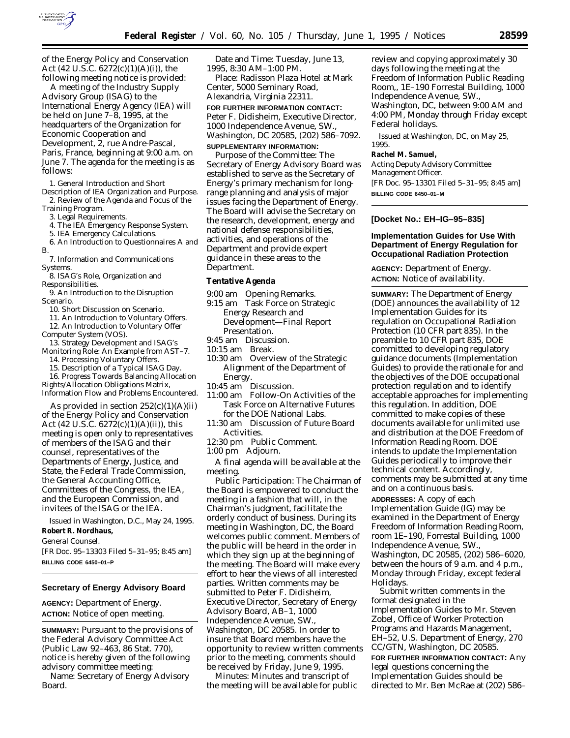of the Energy Policy and Conservation Act (42 U.S.C. 6272(c)(1)(A)(i)), the following meeting notice is provided:

A meeting of the Industry Supply Advisory Group (ISAG) to the International Energy Agency (IEA) will be held on June 7–8, 1995, at the headquarters of the Organization for Economic Cooperation and Development, 2, rue Andre-Pascal, Paris, France, beginning at 9:00 a.m. on June 7. The agenda for the meeting is as follows:

1. General Introduction and Short Description of IEA Organization and Purpose.
2. Review of the Agenda and Focus of the Training Program.
3. Legal Requirements.
4. The IEA Emergency Response System.
5. IEA Emergency Calculations.
6. An Introduction to Questionnaires A and B.
7. Information and Communications Systems.
8. ISAG's Role, Organization and Responsibilities.
9. An Introduction to the Disruption Scenario.
10. Short Discussion on Scenario.
11. An Introduction to Voluntary Offers.
12. An Introduction to Voluntary Offer Computer System (VOS).
13. Strategy Development and ISAG's Monitoring Role: An Example from AST–7.
14. Processing Voluntary Offers.
15. Description of a Typical ISAG Day.
16. Progress Towards Balancing Allocation Rights/Allocation Obligations Matrix, Information Flow and Problems Encountered.

As provided in section 252(c)(1)(A)(ii) of the Energy Policy and Conservation Act (42 U.S.C. 6272(c)(1)(A)(ii)), this meeting is open only to representatives of members of the ISAG and their counsel, representatives of the Departments of Energy, Justice, and State, the Federal Trade Commission, the General Accounting Office, Committees of the Congress, the IEA, and the European Commission, and invitees of the ISAG or the IEA.

Issued in Washington, D.C., May 24, 1995.

**Robert R. Nordhaus,**

*General Counsel.*

[FR Doc. 95–13303 Filed 5–31–95; 8:45 am]

**BILLING CODE 6450–01–P**

## Secretary of Energy Advisory Board

**AGENCY:** Department of Energy.

**ACTION:** Notice of open meeting.

**SUMMARY:** Pursuant to the provisions of the Federal Advisory Committee Act (Public Law 92–463, 86 Stat. 770), notice is hereby given of the following advisory committee meeting:

*Name:* Secretary of Energy Advisory Board.

*Date and Time:* Tuesday, June 13, 1995, 8:30 AM–1:00 PM.

*Place:* Radisson Plaza Hotel at Mark Center, 5000 Seminary Road, Alexandria, Virginia 22311.

**FOR FURTHER INFORMATION CONTACT:** Peter F. Didisheim, Executive Director, 1000 Independence Avenue, SW., Washington, DC 20585, (202) 586–7092.

**SUPPLEMENTARY INFORMATION:**

*Purpose of the Committee:* The Secretary of Energy Advisory Board was established to serve as the Secretary of Energy's primary mechanism for long-range planning and analysis of major issues facing the Department of Energy. The Board will advise the Secretary on the research, development, energy and national defense responsibilities, activities, and operations of the Department and provide expert guidance in these areas to the Department.

### Tentative Agenda

9:00 am Opening Remarks.
9:15 am Task Force on Strategic Energy Research and Development—Final Report Presentation.
9:45 am Discussion.
10:15 am Break.
10:30 am Overview of the Strategic Alignment of the Department of Energy.
10:45 am Discussion.
11:00 am Follow-On Activities of the Task Force on Alternative Futures for the DOE National Labs.
11:30 am Discussion of Future Board Activities.
12:30 pm Public Comment.
1:00 pm Adjourn.

A final agenda will be available at the meeting.

*Public Participation:* The Chairman of the Board is empowered to conduct the meeting in a fashion that will, in the Chairman's judgment, facilitate the orderly conduct of business. During its meeting in Washington, DC, the Board welcomes public comment. Members of the public will be heard in the order in which they sign up at the beginning of the meeting. The Board will make every effort to hear the views of all interested parties. Written comments may be submitted to Peter F. Didisheim, Executive Director, Secretary of Energy Advisory Board, AB–1, 1000 Independence Avenue, SW., Washington, DC 20585. In order to insure that Board members have the opportunity to review written comments prior to the meeting, comments should be received by Friday, June 9, 1995.

*Minutes:* Minutes and transcript of the meeting will be available for public review and copying approximately 30 days following the meeting at the Freedom of Information Public Reading Room,, 1E–190 Forrestal Building, 1000 Independence Avenue, SW., Washington, DC, between 9:00 AM and 4:00 PM, Monday through Friday except Federal holidays.

Issued at Washington, DC, on May 25, 1995.

**Rachel M. Samuel,**

*Acting Deputy Advisory Committee Management Officer.*

[FR Doc. 95–13301 Filed 5–31–95; 8:45 am]

**BILLING CODE 6450–01–M**

**[Docket No.: EH–IG–95–835]**

## Implementation Guides for Use With Department of Energy Regulation for Occupational Radiation Protection

**AGENCY:** Department of Energy.

**ACTION:** Notice of availability.

**SUMMARY:** The Department of Energy (DOE) announces the availability of 12 Implementation Guides for its regulation on Occupational Radiation Protection (10 CFR part 835). In the preamble to 10 CFR part 835, DOE committed to developing regulatory guidance documents (Implementation Guides) to provide the rationale for and the objectives of the DOE occupational protection regulation and to identify acceptable approaches for implementing this regulation. In addition, DOE committed to make copies of these documents available for unlimited use and distribution at the DOE Freedom of Information Reading Room. DOE intends to update the Implementation Guides periodically to improve their technical content. Accordingly, comments may be submitted at any time and on a continuous basis.

**ADDRESSES:** A copy of each Implementation Guide (IG) may be examined in the Department of Energy Freedom of Information Reading Room, room 1E–190, Forrestal Building, 1000 Independence Avenue, SW., Washington, DC 20585, (202) 586–6020, between the hours of 9 a.m. and 4 p.m., Monday through Friday, except federal Holidays.

Submit written comments in the format designated in the Implementation Guides to Mr. Steven Zobel, Office of Worker Protection Programs and Hazards Management, EH–52, U.S. Department of Energy, 270 CC/GTN, Washington, DC 20585.

**FOR FURTHER INFORMATION CONTACT:** Any legal questions concerning the Implementation Guides should be directed to Mr. Ben McRae at (202) 586–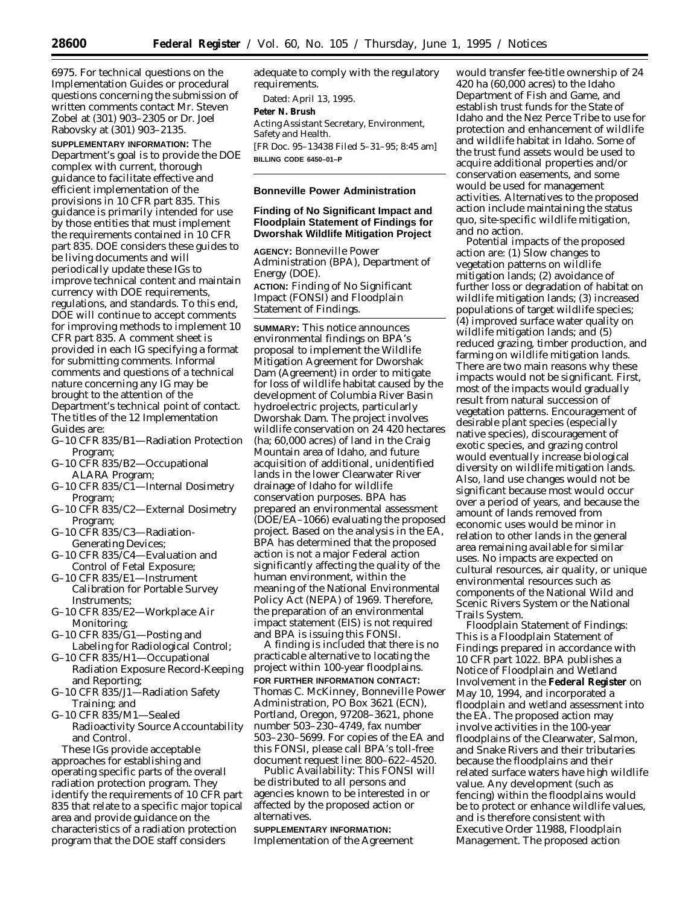6975. For technical questions on the Implementation Guides or procedural questions concerning the submission of written comments contact Mr. Steven Zobel at (301) 903–2305 or Dr. Joel Rabovsky at (301) 903–2135.

**SUPPLEMENTARY INFORMATION:** The Department's goal is to provide the DOE complex with current, thorough guidance to facilitate effective and efficient implementation of the provisions in 10 CFR part 835. This guidance is primarily intended for use by those entities that must implement the requirements contained in 10 CFR part 835. DOE considers these guides to be living documents and will periodically update these IGs to improve technical content and maintain currency with DOE requirements, regulations, and standards. To this end, DOE will continue to accept comments for improving methods to implement 10 CFR part 835. A comment sheet is provided in each IG specifying a format for submitting comments. Informal comments and questions of a technical nature concerning any IG may be brought to the attention of the Department's technical point of contact. The titles of the 12 Implementation Guides are:

- G–10 CFR 835/B1—Radiation Protection Program;
- G–10 CFR 835/B2—Occupational ALARA Program;
- G–10 CFR 835/C1—Internal Dosimetry Program;
- G–10 CFR 835/C2—External Dosimetry Program;
- G–10 CFR 835/C3—Radiation-Generating Devices;
- G–10 CFR 835/C4—Evaluation and Control of Fetal Exposure;
- G–10 CFR 835/E1—Instrument Calibration for Portable Survey Instruments;
- G–10 CFR 835/E2—Workplace Air Monitoring;
- G–10 CFR 835/G1—Posting and Labeling for Radiological Control;
- G–10 CFR 835/H1—Occupational Radiation Exposure Record-Keeping and Reporting;
- G–10 CFR 835/J1—Radiation Safety Training; and
- G–10 CFR 835/M1—Sealed Radioactivity Source Accountability and Control.

These IGs provide acceptable approaches for establishing and operating specific parts of the overall radiation protection program. They identify the requirements of 10 CFR part 835 that relate to a specific major topical area and provide guidance on the characteristics of a radiation protection program that the DOE staff considers adequate to comply with the regulatory requirements.

Dated: April 13, 1995.

**Peter N. Brush**

*Acting Assistant Secretary, Environment, Safety and Health.*

[FR Doc. 95–13438 Filed 5–31–95; 8:45 am]

**BILLING CODE 6450–01–P**

## Bonneville Power Administration

### Finding of No Significant Impact and Floodplain Statement of Findings for Dworshak Wildlife Mitigation Project

**AGENCY:** Bonneville Power Administration (BPA), Department of Energy (DOE).

**ACTION:** Finding of No Significant Impact (FONSI) and Floodplain Statement of Findings.

**SUMMARY:** This notice announces environmental findings on BPA's proposal to implement the Wildlife Mitigation Agreement for Dworshak Dam (Agreement) in order to mitigate for loss of wildlife habitat caused by the development of Columbia River Basin hydroelectric projects, particularly Dworshak Dam. The project involves wildlife conservation on 24 420 hectares (ha; 60,000 acres) of land in the Craig Mountain area of Idaho, and future acquisition of additional, unidentified lands in the lower Clearwater River drainage of Idaho for wildlife conservation purposes. BPA has prepared an environmental assessment (DOE/EA–1066) evaluating the proposed project. Based on the analysis in the EA, BPA has determined that the proposed action is not a major Federal action significantly affecting the quality of the human environment, within the meaning of the National Environmental Policy Act (NEPA) of 1969. Therefore, the preparation of an environmental impact statement (EIS) is not required and BPA is issuing this FONSI.

A finding is included that there is no practicable alternative to locating the project within 100-year floodplains.

**FOR FURTHER INFORMATION CONTACT:** Thomas C. McKinney, Bonneville Power Administration, PO Box 3621 (ECN), Portland, Oregon, 97208–3621, phone number 503–230–4749, fax number 503–230–5699. For copies of the EA and this FONSI, please call BPA's toll-free document request line: 800–622–4520.

Public Availability: This FONSI will be distributed to all persons and agencies known to be interested in or affected by the proposed action or alternatives.

**SUPPLEMENTARY INFORMATION:** Implementation of the Agreement would transfer fee-title ownership of 24 420 ha (60,000 acres) to the Idaho Department of Fish and Game, and establish trust funds for the State of Idaho and the Nez Perce Tribe to use for protection and enhancement of wildlife and wildlife habitat in Idaho. Some of the trust fund assets would be used to acquire additional properties and/or conservation easements, and some would be used for management activities. Alternatives to the proposed action include maintaining the status quo, site-specific wildlife mitigation, and no action.

Potential impacts of the proposed action are: (1) Slow changes to vegetation patterns on wildlife mitigation lands; (2) avoidance of further loss or degradation of habitat on wildlife mitigation lands; (3) increased populations of target wildlife species; (4) improved surface water quality on wildlife mitigation lands; and (5) reduced grazing, timber production, and farming on wildlife mitigation lands. There are two main reasons why these impacts would not be significant. First, most of the impacts would gradually result from natural succession of vegetation patterns. Encouragement of desirable plant species (especially native species), discouragement of exotic species, and grazing control would eventually increase biological diversity on wildlife mitigation lands. Also, land use changes would not be significant because most would occur over a period of years, and because the amount of lands removed from economic uses would be minor in relation to other lands in the general area remaining available for similar uses. No impacts are expected on cultural resources, air quality, or unique environmental resources such as components of the National Wild and Scenic Rivers System or the National Trails System.

Floodplain Statement of Findings: This is a Floodplain Statement of Findings prepared in accordance with 10 CFR part 1022. BPA publishes a Notice of Floodplain and Wetland Involvement in the **Federal Register** on May 10, 1994, and incorporated a floodplain and wetland assessment into the EA. The proposed action may involve activities in the 100-year floodplains of the Clearwater, Salmon, and Snake Rivers and their tributaries because the floodplains and their related surface waters have high wildlife value. Any development (such as fencing) within the floodplains would be to protect or enhance wildlife values, and is therefore consistent with Executive Order 11988, Floodplain Management. The proposed action